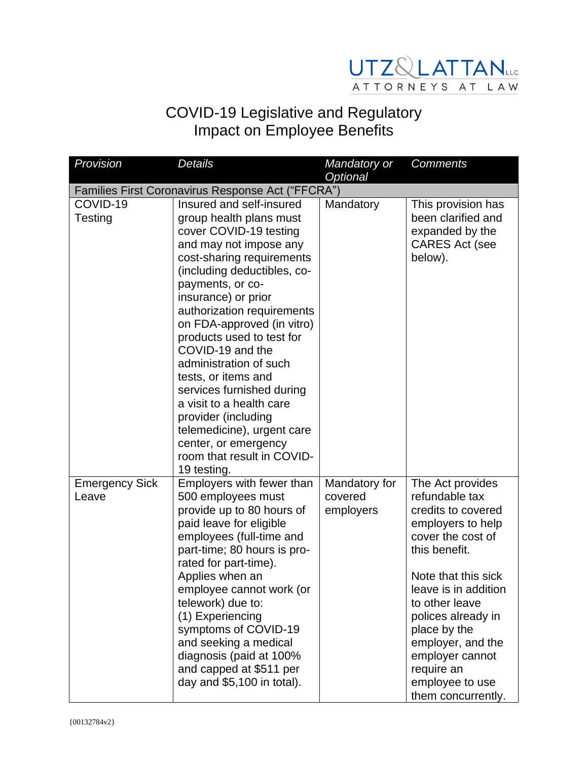UTZ & LATTAN LLC
ATTORNEYS AT LAW

# COVID-19 Legislative and Regulatory Impact on Employee Benefits

| *Provision* | *Details* | *Mandatory or Optional* | *Comments* |
|---|---|---|---|
| Families First Coronavirus Response Act ("FFCRA") | | | |
| COVID-19 Testing | Insured and self-insured group health plans must cover COVID-19 testing and may not impose any cost-sharing requirements (including deductibles, co-payments, or co-insurance) or prior authorization requirements on FDA-approved (in vitro) products used to test for COVID-19 and the administration of such tests, or items and services furnished during a visit to a health care provider (including telemedicine), urgent care center, or emergency room that result in COVID-19 testing. | Mandatory | This provision has been clarified and expanded by the CARES Act (see below). |
| Emergency Sick Leave | Employers with fewer than 500 employees must provide up to 80 hours of paid leave for eligible employees (full-time and part-time; 80 hours is pro-rated for part-time). Applies when an employee cannot work (or telework) due to:<br>(1) Experiencing symptoms of COVID-19 and seeking a medical diagnosis (paid at 100% and capped at $511 per day and $5,100 in total). | Mandatory for covered employers | The Act provides refundable tax credits to covered employers to help cover the cost of this benefit.<br><br>Note that this sick leave is in addition to other leave polices already in place by the employer, and the employer cannot require an employee to use them concurrently. |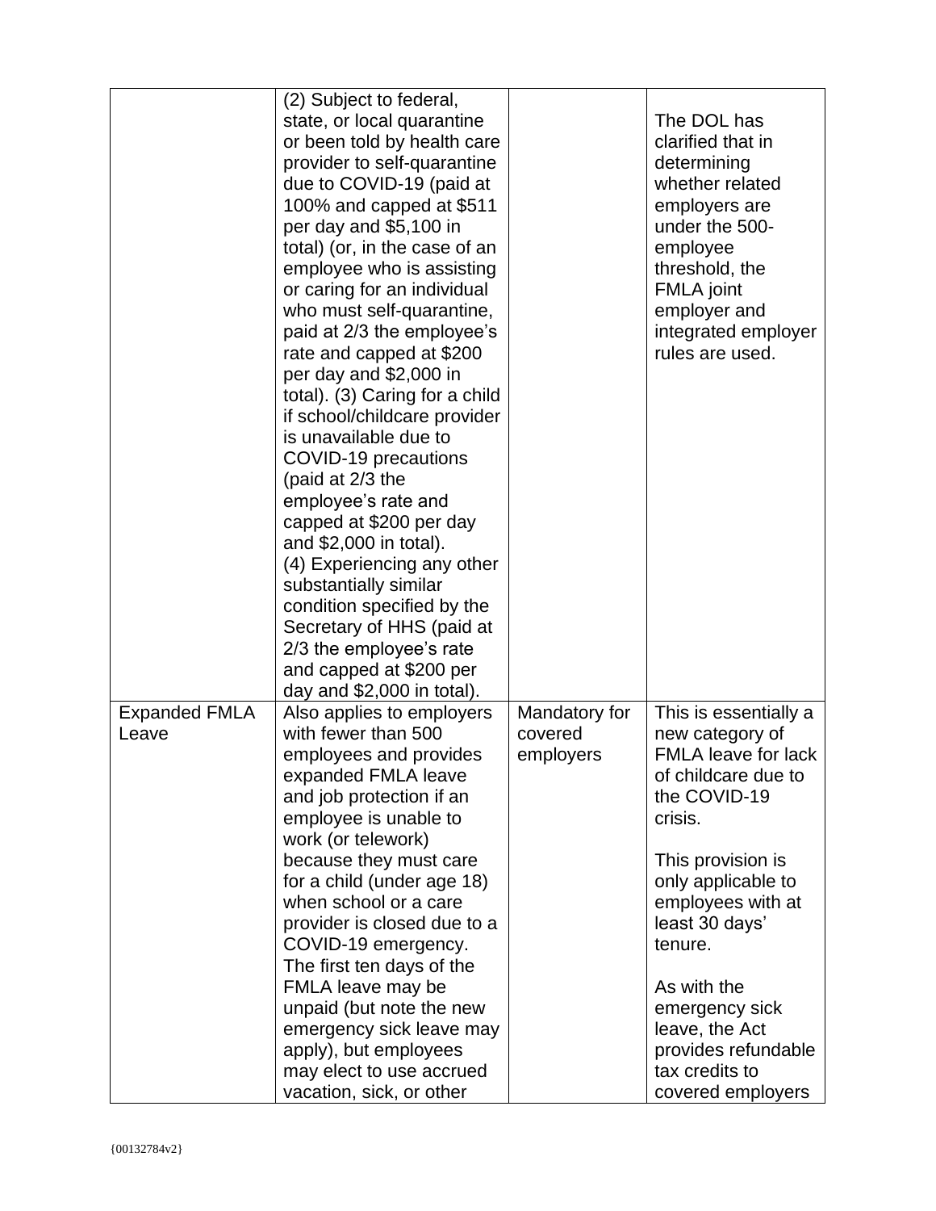| | | | |
|---|---|---|---|
| | (2) Subject to federal, state, or local quarantine or been told by health care provider to self-quarantine due to COVID-19 (paid at 100% and capped at $511 per day and $5,100 in total) (or, in the case of an employee who is assisting or caring for an individual who must self-quarantine, paid at 2/3 the employee's rate and capped at $200 per day and $2,000 in total). (3) Caring for a child if school/childcare provider is unavailable due to COVID-19 precautions (paid at 2/3 the employee's rate and capped at $200 per day and $2,000 in total). (4) Experiencing any other substantially similar condition specified by the Secretary of HHS (paid at 2/3 the employee's rate and capped at $200 per day and $2,000 in total). | | The DOL has clarified that in determining whether related employers are under the 500-employee threshold, the FMLA joint employer and integrated employer rules are used. |
| Expanded FMLA Leave | Also applies to employers with fewer than 500 employees and provides expanded FMLA leave and job protection if an employee is unable to work (or telework) because they must care for a child (under age 18) when school or a care provider is closed due to a COVID-19 emergency. The first ten days of the FMLA leave may be unpaid (but note the new emergency sick leave may apply), but employees may elect to use accrued vacation, sick, or other | Mandatory for covered employers | This is essentially a new category of FMLA leave for lack of childcare due to the COVID-19 crisis.<br><br>This provision is only applicable to employees with at least 30 days' tenure.<br><br>As with the emergency sick leave, the Act provides refundable tax credits to covered employers |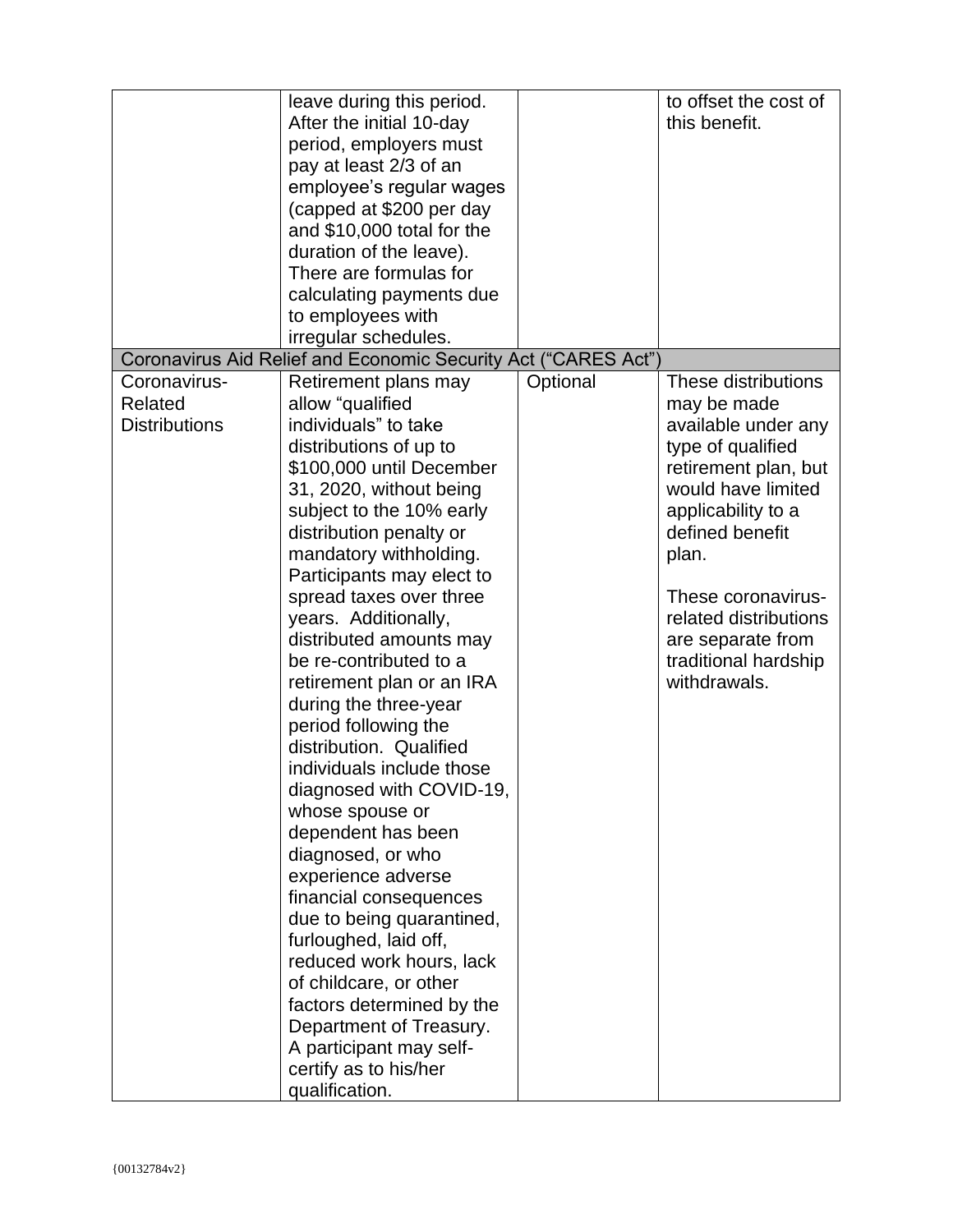| | | | |
|---|---|---|---|
| | leave during this period. After the initial 10-day period, employers must pay at least 2/3 of an employee's regular wages (capped at $200 per day and $10,000 total for the duration of the leave). There are formulas for calculating payments due to employees with irregular schedules. | | to offset the cost of this benefit. |
| Coronavirus Aid Relief and Economic Security Act ("CARES Act") | | | |
| Coronavirus-Related Distributions | Retirement plans may allow "qualified individuals" to take distributions of up to $100,000 until December 31, 2020, without being subject to the 10% early distribution penalty or mandatory withholding. Participants may elect to spread taxes over three years. Additionally, distributed amounts may be re-contributed to a retirement plan or an IRA during the three-year period following the distribution. Qualified individuals include those diagnosed with COVID-19, whose spouse or dependent has been diagnosed, or who experience adverse financial consequences due to being quarantined, furloughed, laid off, reduced work hours, lack of childcare, or other factors determined by the Department of Treasury. A participant may self-certify as to his/her qualification. | Optional | These distributions may be made available under any type of qualified retirement plan, but would have limited applicability to a defined benefit plan.<br><br>These coronavirus-related distributions are separate from traditional hardship withdrawals. |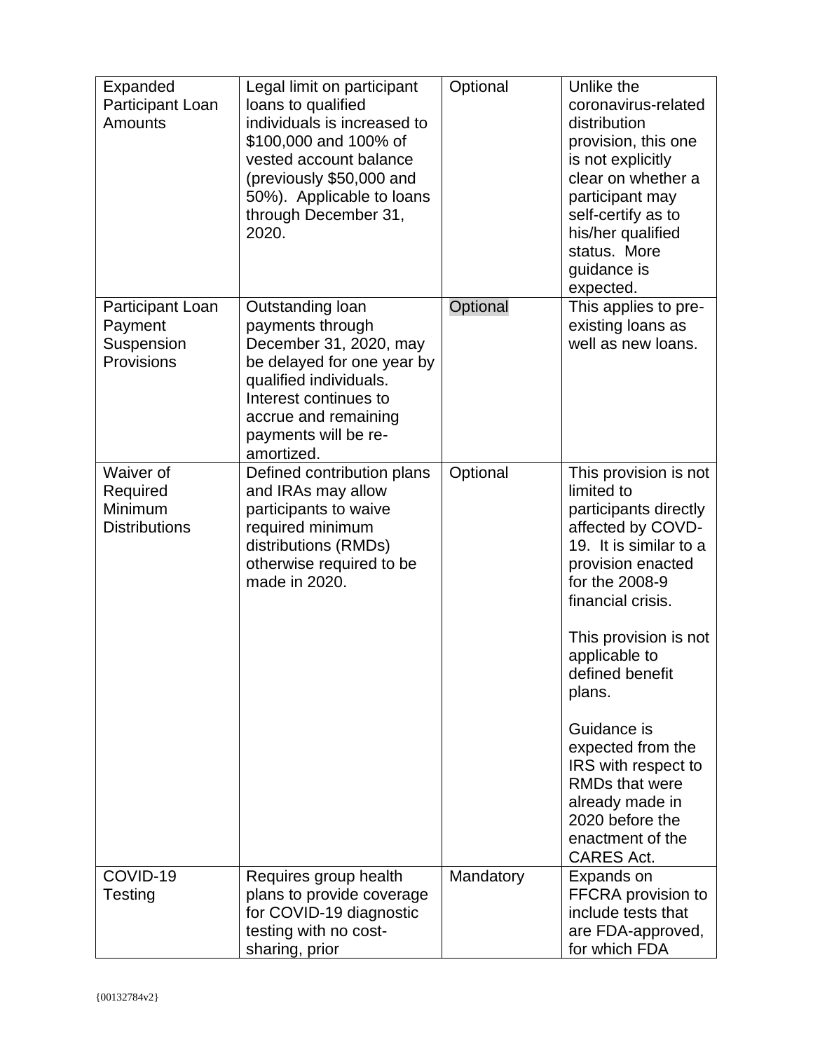| | | | |
|---|---|---|---|
| Expanded Participant Loan Amounts | Legal limit on participant loans to qualified individuals is increased to $100,000 and 100% of vested account balance (previously $50,000 and 50%). Applicable to loans through December 31, 2020. | Optional | Unlike the coronavirus-related distribution provision, this one is not explicitly clear on whether a participant may self-certify as to his/her qualified status. More guidance is expected. |
| Participant Loan Payment Suspension Provisions | Outstanding loan payments through December 31, 2020, may be delayed for one year by qualified individuals. Interest continues to accrue and remaining payments will be re-amortized. | Optional | This applies to pre-existing loans as well as new loans. |
| Waiver of Required Minimum Distributions | Defined contribution plans and IRAs may allow participants to waive required minimum distributions (RMDs) otherwise required to be made in 2020. | Optional | This provision is not limited to participants directly affected by COVD-19. It is similar to a provision enacted for the 2008-9 financial crisis.<br><br>This provision is not applicable to defined benefit plans.<br><br>Guidance is expected from the IRS with respect to RMDs that were already made in 2020 before the enactment of the CARES Act. |
| COVID-19 Testing | Requires group health plans to provide coverage for COVID-19 diagnostic testing with no cost-sharing, prior | Mandatory | Expands on FFCRA provision to include tests that are FDA-approved, for which FDA |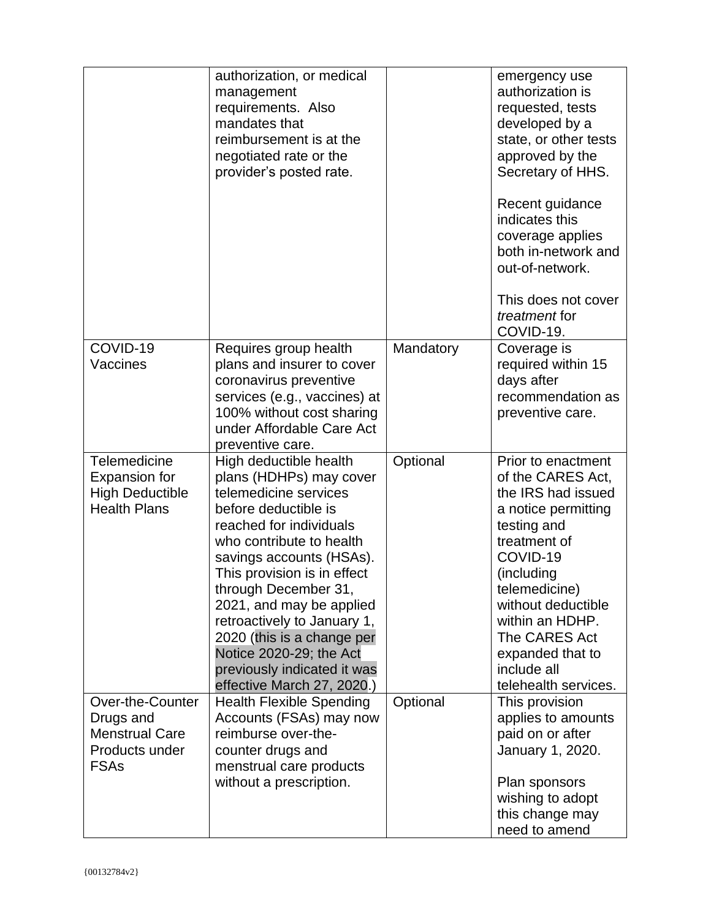| | | | |
|---|---|---|---|
| | authorization, or medical management requirements. Also mandates that reimbursement is at the negotiated rate or the provider's posted rate. | | emergency use authorization is requested, tests developed by a state, or other tests approved by the Secretary of HHS.<br><br>Recent guidance indicates this coverage applies both in-network and out-of-network.<br><br>This does not cover *treatment* for COVID-19. |
| COVID-19 Vaccines | Requires group health plans and insurer to cover coronavirus preventive services (e.g., vaccines) at 100% without cost sharing under Affordable Care Act preventive care. | Mandatory | Coverage is required within 15 days after recommendation as preventive care. |
| Telemedicine Expansion for High Deductible Health Plans | High deductible health plans (HDHPs) may cover telemedicine services before deductible is reached for individuals who contribute to health savings accounts (HSAs). This provision is in effect through December 31, 2021, and may be applied retroactively to January 1, 2020 (this is a change per Notice 2020-29; the Act previously indicated it was effective March 27, 2020.) | Optional | Prior to enactment of the CARES Act, the IRS had issued a notice permitting testing and treatment of COVID-19 (including telemedicine) without deductible within an HDHP. The CARES Act expanded that to include all telehealth services. |
| Over-the-Counter Drugs and Menstrual Care Products under FSAs | Health Flexible Spending Accounts (FSAs) may now reimburse over-the-counter drugs and menstrual care products without a prescription. | Optional | This provision applies to amounts paid on or after January 1, 2020.<br><br>Plan sponsors wishing to adopt this change may need to amend |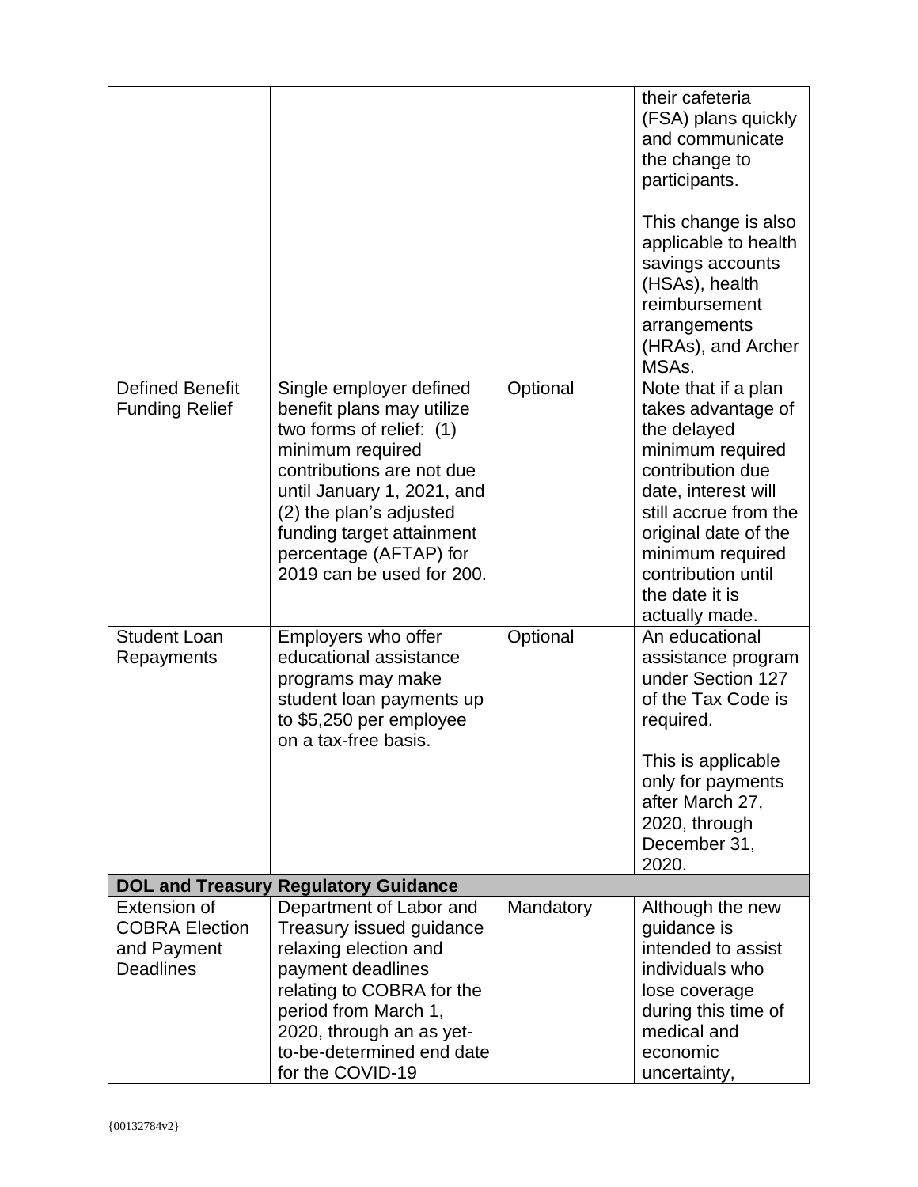| | | | |
|---|---|---|---|
| | | | their cafeteria (FSA) plans quickly and communicate the change to participants.<br><br>This change is also applicable to health savings accounts (HSAs), health reimbursement arrangements (HRAs), and Archer MSAs. |
| Defined Benefit Funding Relief | Single employer defined benefit plans may utilize two forms of relief: (1) minimum required contributions are not due until January 1, 2021, and (2) the plan's adjusted funding target attainment percentage (AFTAP) for 2019 can be used for 200. | Optional | Note that if a plan takes advantage of the delayed minimum required contribution due date, interest will still accrue from the original date of the minimum required contribution until the date it is actually made. |
| Student Loan Repayments | Employers who offer educational assistance programs may make student loan payments up to $5,250 per employee on a tax-free basis. | Optional | An educational assistance program under Section 127 of the Tax Code is required.<br><br>This is applicable only for payments after March 27, 2020, through December 31, 2020. |
| **DOL and Treasury Regulatory Guidance** | | | |
| Extension of COBRA Election and Payment Deadlines | Department of Labor and Treasury issued guidance relaxing election and payment deadlines relating to COBRA for the period from March 1, 2020, through an as yet-to-be-determined end date for the COVID-19 | Mandatory | Although the new guidance is intended to assist individuals who lose coverage during this time of medical and economic uncertainty, |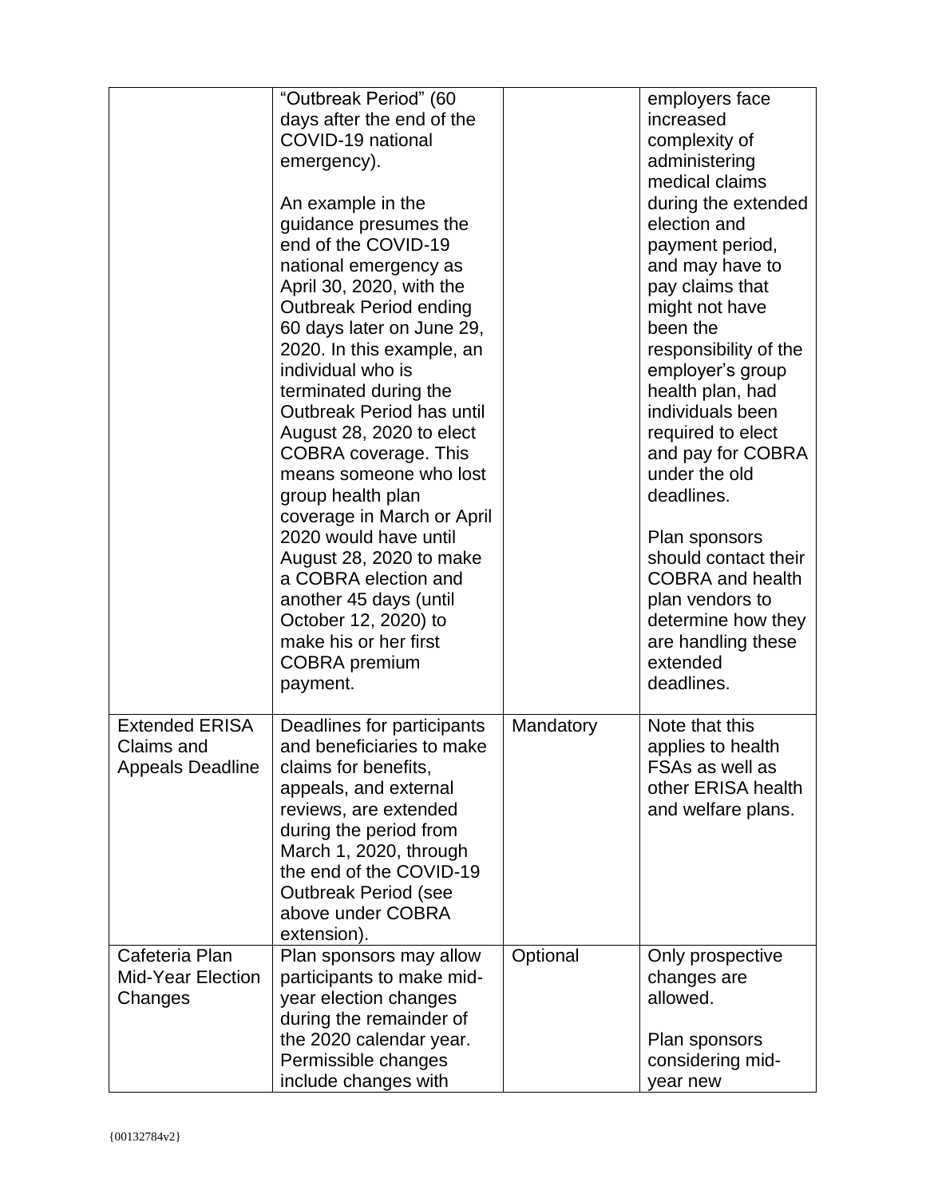| | | | |
|---|---|---|---|
| | "Outbreak Period" (60 days after the end of the COVID-19 national emergency).<br><br>An example in the guidance presumes the end of the COVID-19 national emergency as April 30, 2020, with the Outbreak Period ending 60 days later on June 29, 2020. In this example, an individual who is terminated during the Outbreak Period has until August 28, 2020 to elect COBRA coverage. This means someone who lost group health plan coverage in March or April 2020 would have until August 28, 2020 to make a COBRA election and another 45 days (until October 12, 2020) to make his or her first COBRA premium payment. | | employers face increased complexity of administering medical claims during the extended election and payment period, and may have to pay claims that might not have been the responsibility of the employer's group health plan, had individuals been required to elect and pay for COBRA under the old deadlines.<br><br>Plan sponsors should contact their COBRA and health plan vendors to determine how they are handling these extended deadlines. |
| Extended ERISA Claims and Appeals Deadline | Deadlines for participants and beneficiaries to make claims for benefits, appeals, and external reviews, are extended during the period from March 1, 2020, through the end of the COVID-19 Outbreak Period (see above under COBRA extension). | Mandatory | Note that this applies to health FSAs as well as other ERISA health and welfare plans. |
| Cafeteria Plan Mid-Year Election Changes | Plan sponsors may allow participants to make mid-year election changes during the remainder of the 2020 calendar year. Permissible changes include changes with | Optional | Only prospective changes are allowed.<br><br>Plan sponsors considering mid-year new |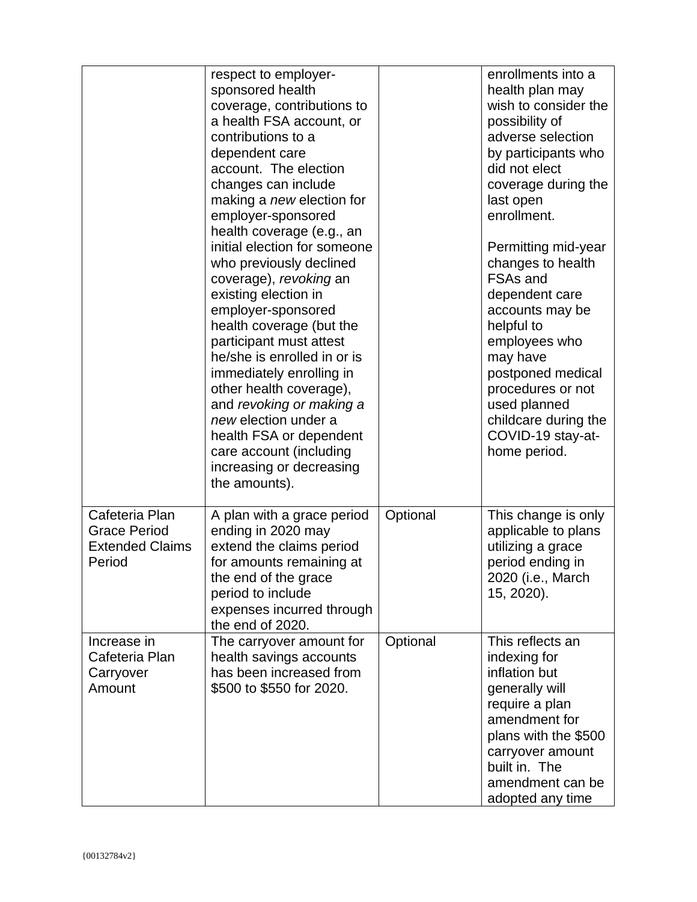| | | | |
|---|---|---|---|
| | respect to employer-sponsored health coverage, contributions to a health FSA account, or contributions to a dependent care account. The election changes can include making a *new* election for employer-sponsored health coverage (e.g., an initial election for someone who previously declined coverage), *revoking* an existing election in employer-sponsored health coverage (but the participant must attest he/she is enrolled in or is immediately enrolling in other health coverage), and *revoking or making a new* election under a health FSA or dependent care account (including increasing or decreasing the amounts). | | enrollments into a health plan may wish to consider the possibility of adverse selection by participants who did not elect coverage during the last open enrollment.<br><br>Permitting mid-year changes to health FSAs and dependent care accounts may be helpful to employees who may have postponed medical procedures or not used planned childcare during the COVID-19 stay-at-home period. |
| Cafeteria Plan Grace Period Extended Claims Period | A plan with a grace period ending in 2020 may extend the claims period for amounts remaining at the end of the grace period to include expenses incurred through the end of 2020. | Optional | This change is only applicable to plans utilizing a grace period ending in 2020 (i.e., March 15, 2020). |
| Increase in Cafeteria Plan Carryover Amount | The carryover amount for health savings accounts has been increased from $500 to $550 for 2020. | Optional | This reflects an indexing for inflation but generally will require a plan amendment for plans with the $500 carryover amount built in. The amendment can be adopted any time |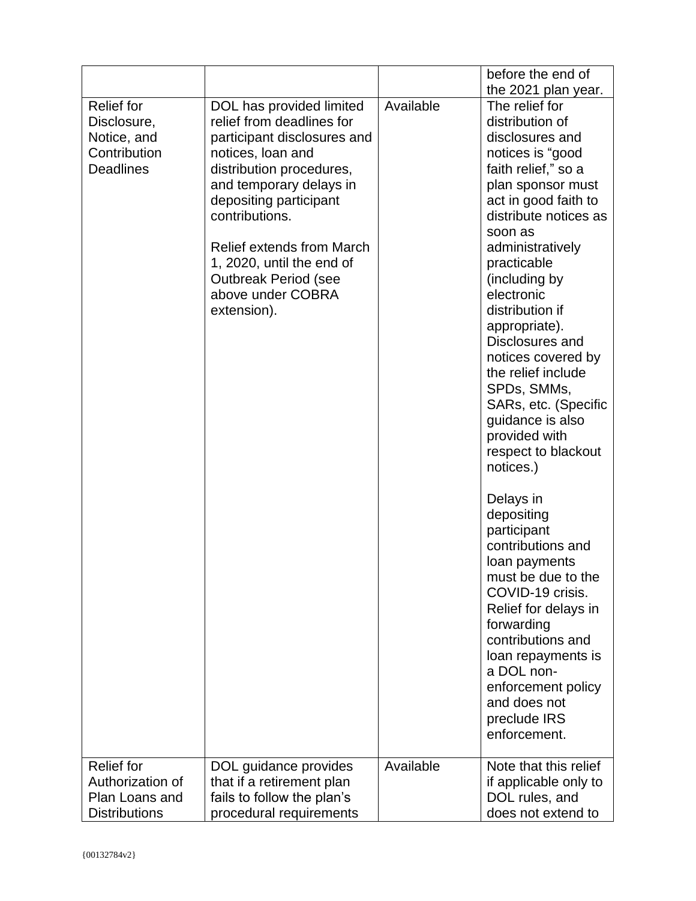| | | | |
|---|---|---|---|
| | | | before the end of the 2021 plan year. |
| Relief for Disclosure, Notice, and Contribution Deadlines | DOL has provided limited relief from deadlines for participant disclosures and notices, loan and distribution procedures, and temporary delays in depositing participant contributions.<br><br>Relief extends from March 1, 2020, until the end of Outbreak Period (see above under COBRA extension). | Available | The relief for distribution of disclosures and notices is "good faith relief," so a plan sponsor must act in good faith to distribute notices as soon as administratively practicable (including by electronic distribution if appropriate). Disclosures and notices covered by the relief include SPDs, SMMs, SARs, etc. (Specific guidance is also provided with respect to blackout notices.)<br><br>Delays in depositing participant contributions and loan payments must be due to the COVID-19 crisis. Relief for delays in forwarding contributions and loan repayments is a DOL non-enforcement policy and does not preclude IRS enforcement. |
| Relief for Authorization of Plan Loans and Distributions | DOL guidance provides that if a retirement plan fails to follow the plan's procedural requirements | Available | Note that this relief if applicable only to DOL rules, and does not extend to |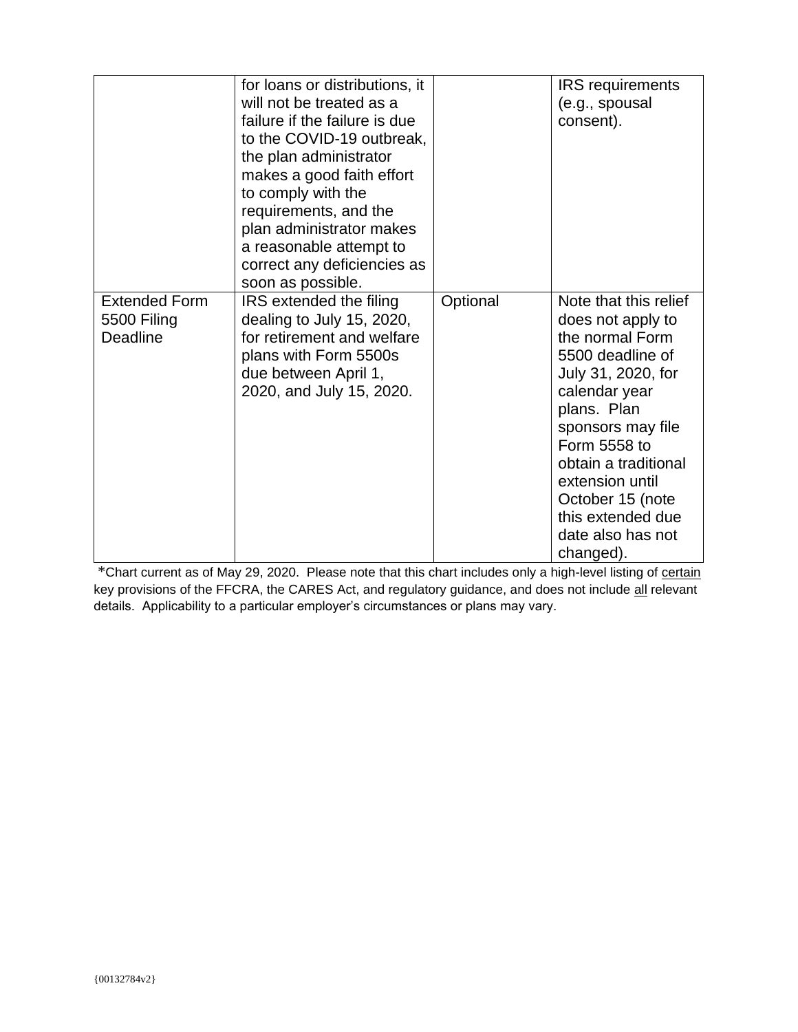| | | | |
|---|---|---|---|
| | for loans or distributions, it will not be treated as a failure if the failure is due to the COVID-19 outbreak, the plan administrator makes a good faith effort to comply with the requirements, and the plan administrator makes a reasonable attempt to correct any deficiencies as soon as possible. | | IRS requirements (e.g., spousal consent). |
| Extended Form 5500 Filing Deadline | IRS extended the filing dealing to July 15, 2020, for retirement and welfare plans with Form 5500s due between April 1, 2020, and July 15, 2020. | Optional | Note that this relief does not apply to the normal Form 5500 deadline of July 31, 2020, for calendar year plans. Plan sponsors may file Form 5558 to obtain a traditional extension until October 15 (note this extended due date also has not changed). |

*Chart current as of May 29, 2020. Please note that this chart includes only a high-level listing of certain key provisions of the FFCRA, the CARES Act, and regulatory guidance, and does not include all relevant details. Applicability to a particular employer's circumstances or plans may vary.

{00132784v2}